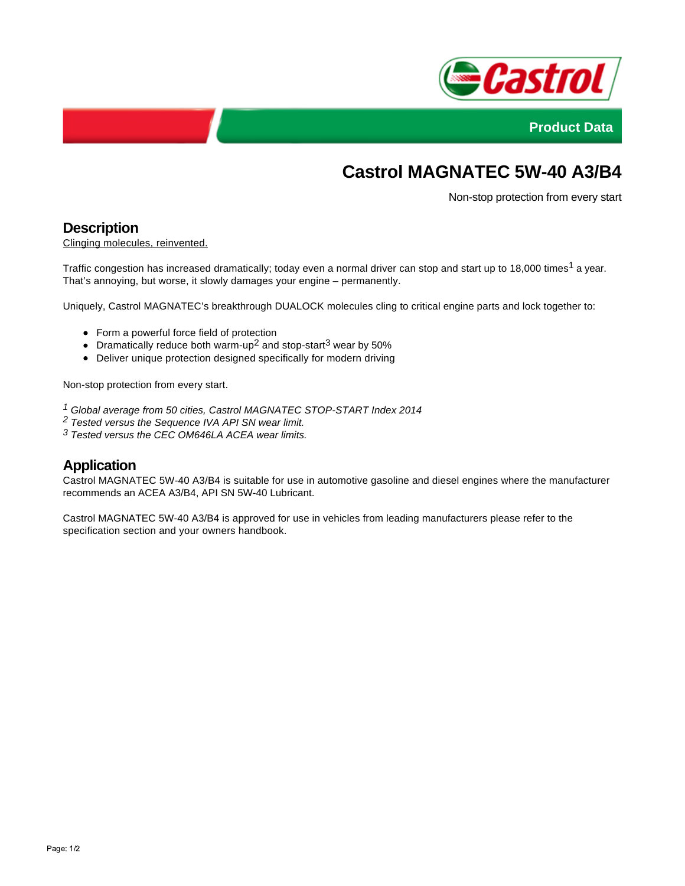Product Data

# Castrol MAGNATEC 5W-40 A3/B4

Non-stop protection from every start

## Description

Clinging molecules, reinvented.

Traffic congestion has increased dramatically; today even a normal driver can stop and start up to 18,000 times[1] a year. That's annoying, but worse, it slowly damages your engine – permanently.

Uniquely, Castrol MAGNATEC's breakthrough DUALOCK molecules cling to critical engine parts and lock together to:

- Form a powerful force field of protection
- Dramatically reduce both warm-up[2] and stop-start[3] wear by 50%
- Deliver unique protection designed specifically for modern driving

Non-stop protection from every start.

*[1] Global average from 50 cities, Castrol MAGNATEC STOP-START Index 2014*
*[2] Tested versus the Sequence IVA API SN wear limit.*
*[3] Tested versus the CEC OM646LA ACEA wear limits.*

## Application

Castrol MAGNATEC 5W-40 A3/B4 is suitable for use in automotive gasoline and diesel engines where the manufacturer recommends an ACEA A3/B4, API SN 5W-40 Lubricant.

Castrol MAGNATEC 5W-40 A3/B4 is approved for use in vehicles from leading manufacturers please refer to the specification section and your owners handbook.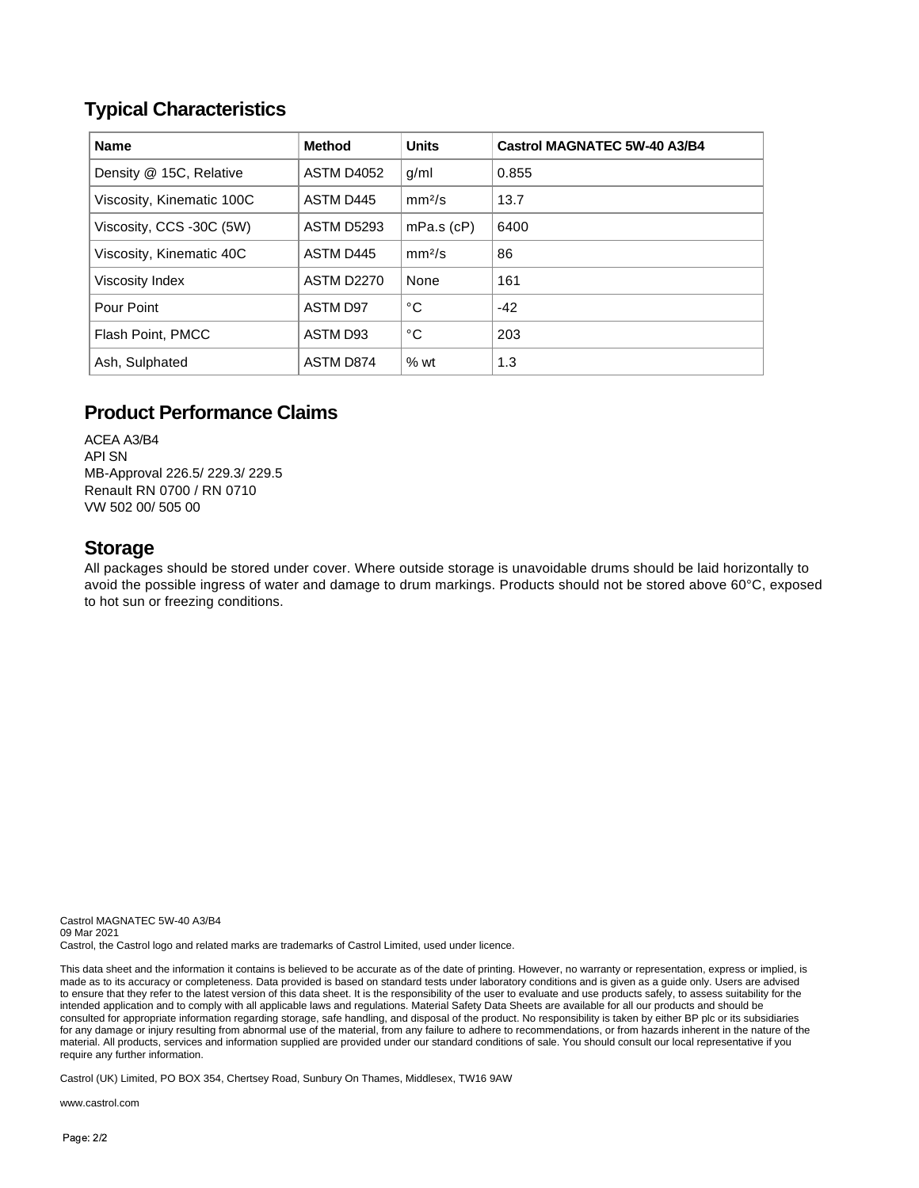## Typical Characteristics

| Name | Method | Units | Castrol MAGNATEC 5W-40 A3/B4 |
|---|---|---|---|
| Density @ 15C, Relative | ASTM D4052 | g/ml | 0.855 |
| Viscosity, Kinematic 100C | ASTM D445 | $mm^2/s$ | 13.7 |
| Viscosity, CCS -30C (5W) | ASTM D5293 | mPa.s (cP) | 6400 |
| Viscosity, Kinematic 40C | ASTM D445 | $mm^2/s$ | 86 |
| Viscosity Index | ASTM D2270 | None | 161 |
| Pour Point | ASTM D97 | °C | -42 |
| Flash Point, PMCC | ASTM D93 | °C | 203 |
| Ash, Sulphated | ASTM D874 | % wt | 1.3 |

## Product Performance Claims

ACEA A3/B4
API SN
MB-Approval 226.5/ 229.3/ 229.5
Renault RN 0700 / RN 0710
VW 502 00/ 505 00

## Storage

All packages should be stored under cover. Where outside storage is unavoidable drums should be laid horizontally to avoid the possible ingress of water and damage to drum markings. Products should not be stored above 60°C, exposed to hot sun or freezing conditions.

Castrol MAGNATEC 5W-40 A3/B4
09 Mar 2021
Castrol, the Castrol logo and related marks are trademarks of Castrol Limited, used under licence.

This data sheet and the information it contains is believed to be accurate as of the date of printing. However, no warranty or representation, express or implied, is made as to its accuracy or completeness. Data provided is based on standard tests under laboratory conditions and is given as a guide only. Users are advised to ensure that they refer to the latest version of this data sheet. It is the responsibility of the user to evaluate and use products safely, to assess suitability for the intended application and to comply with all applicable laws and regulations. Material Safety Data Sheets are available for all our products and should be consulted for appropriate information regarding storage, safe handling, and disposal of the product. No responsibility is taken by either BP plc or its subsidiaries for any damage or injury resulting from abnormal use of the material, from any failure to adhere to recommendations, or from hazards inherent in the nature of the material. All products, services and information supplied are provided under our standard conditions of sale. You should consult our local representative if you require any further information.

Castrol (UK) Limited, PO BOX 354, Chertsey Road, Sunbury On Thames, Middlesex, TW16 9AW

www.castrol.com